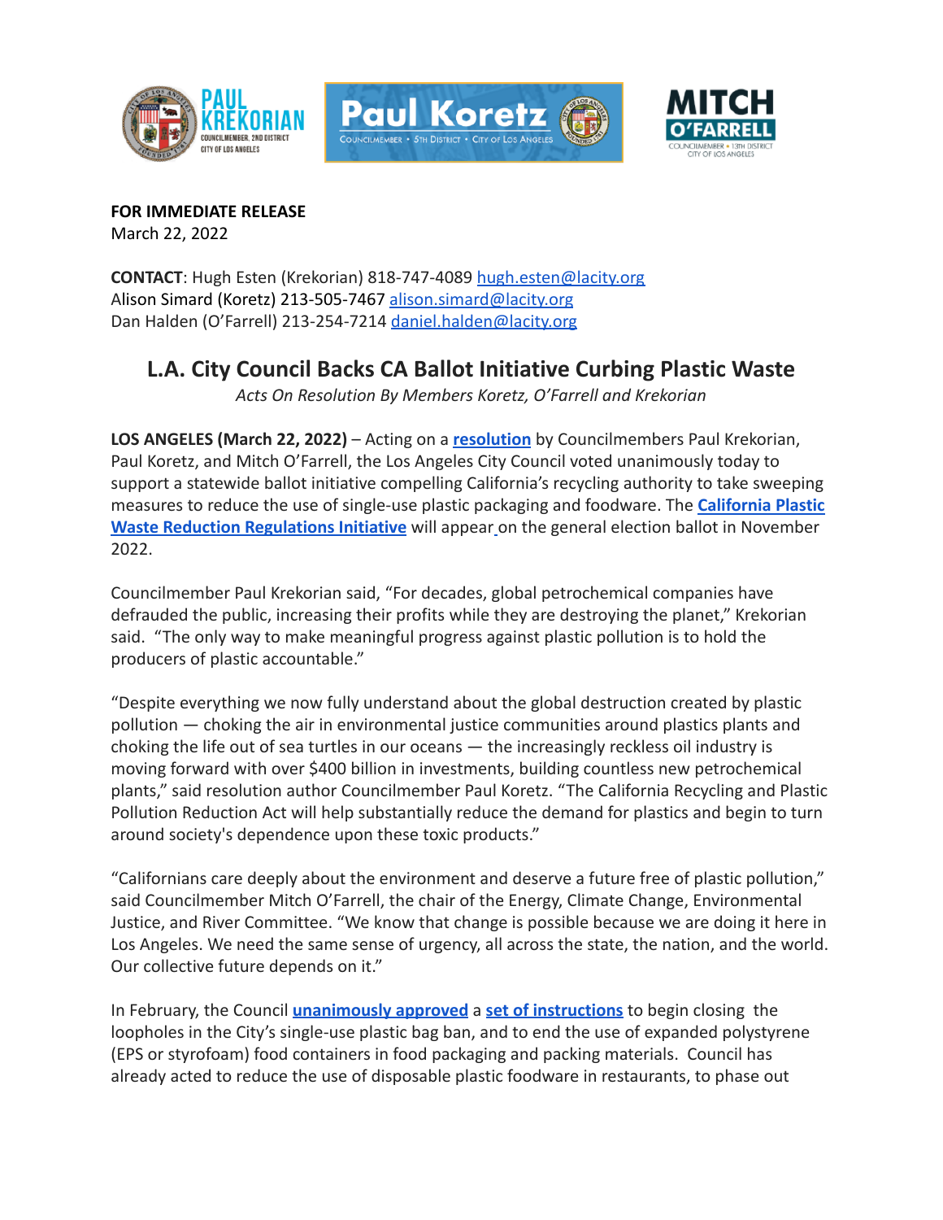**FOR IMMEDIATE RELEASE**
March 22, 2022

**CONTACT**: Hugh Esten (Krekorian) 818-747-4089 hugh.esten@lacity.org
Alison Simard (Koretz) 213-505-7467 alison.simard@lacity.org
Dan Halden (O'Farrell) 213-254-7214 daniel.halden@lacity.org

# L.A. City Council Backs CA Ballot Initiative Curbing Plastic Waste

*Acts On Resolution By Members Koretz, O'Farrell and Krekorian*

**LOS ANGELES (March 22, 2022)** – Acting on a **resolution** by Councilmembers Paul Krekorian, Paul Koretz, and Mitch O'Farrell, the Los Angeles City Council voted unanimously today to support a statewide ballot initiative compelling California's recycling authority to take sweeping measures to reduce the use of single-use plastic packaging and foodware. The **California Plastic Waste Reduction Regulations Initiative** will appear on the general election ballot in November 2022.

Councilmember Paul Krekorian said, "For decades, global petrochemical companies have defrauded the public, increasing their profits while they are destroying the planet," Krekorian said. "The only way to make meaningful progress against plastic pollution is to hold the producers of plastic accountable."

"Despite everything we now fully understand about the global destruction created by plastic pollution — choking the air in environmental justice communities around plastics plants and choking the life out of sea turtles in our oceans — the increasingly reckless oil industry is moving forward with over $400 billion in investments, building countless new petrochemical plants," said resolution author Councilmember Paul Koretz. "The California Recycling and Plastic Pollution Reduction Act will help substantially reduce the demand for plastics and begin to turn around society's dependence upon these toxic products."

"Californians care deeply about the environment and deserve a future free of plastic pollution," said Councilmember Mitch O'Farrell, the chair of the Energy, Climate Change, Environmental Justice, and River Committee. "We know that change is possible because we are doing it here in Los Angeles. We need the same sense of urgency, all across the state, the nation, and the world. Our collective future depends on it."

In February, the Council **unanimously approved** a **set of instructions** to begin closing the loopholes in the City's single-use plastic bag ban, and to end the use of expanded polystyrene (EPS or styrofoam) food containers in food packaging and packing materials. Council has already acted to reduce the use of disposable plastic foodware in restaurants, to phase out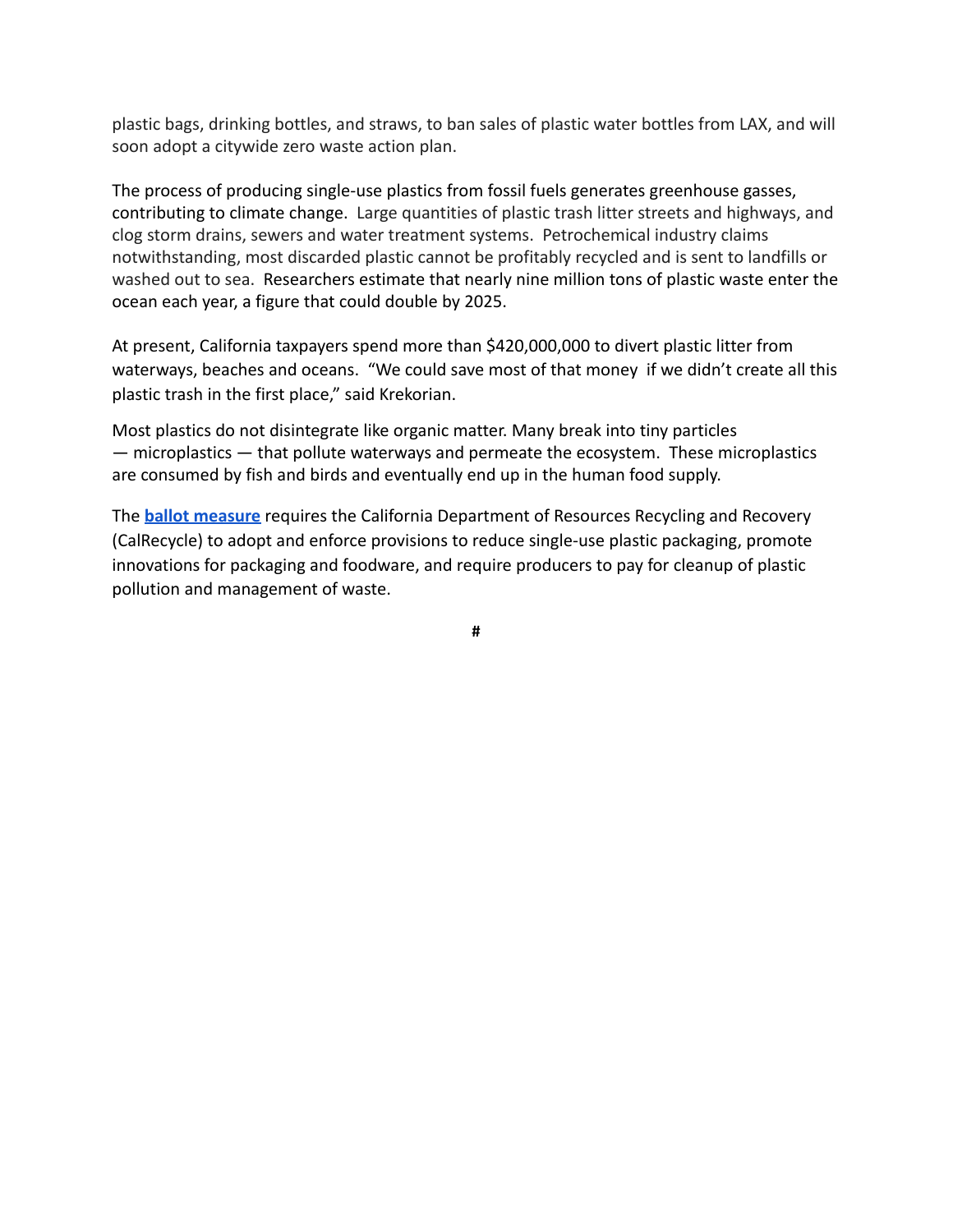plastic bags, drinking bottles, and straws, to ban sales of plastic water bottles from LAX, and will soon adopt a citywide zero waste action plan.

The process of producing single-use plastics from fossil fuels generates greenhouse gasses, contributing to climate change. Large quantities of plastic trash litter streets and highways, and clog storm drains, sewers and water treatment systems. Petrochemical industry claims notwithstanding, most discarded plastic cannot be profitably recycled and is sent to landfills or washed out to sea. Researchers estimate that nearly nine million tons of plastic waste enter the ocean each year, a figure that could double by 2025.

At present, California taxpayers spend more than $420,000,000 to divert plastic litter from waterways, beaches and oceans. "We could save most of that money if we didn't create all this plastic trash in the first place," said Krekorian.

Most plastics do not disintegrate like organic matter. Many break into tiny particles — microplastics — that pollute waterways and permeate the ecosystem. These microplastics are consumed by fish and birds and eventually end up in the human food supply.

The **ballot measure** requires the California Department of Resources Recycling and Recovery (CalRecycle) to adopt and enforce provisions to reduce single-use plastic packaging, promote innovations for packaging and foodware, and require producers to pay for cleanup of plastic pollution and management of waste.

#